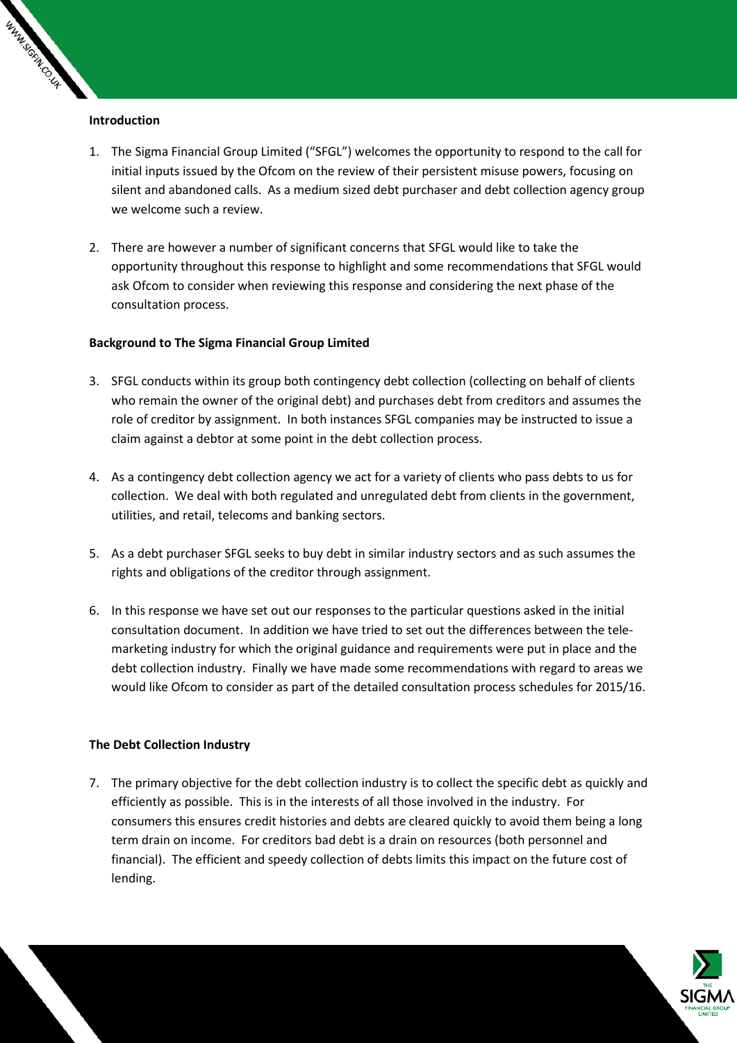**Introduction**

1. The Sigma Financial Group Limited ("SFGL") welcomes the opportunity to respond to the call for initial inputs issued by the Ofcom on the review of their persistent misuse powers, focusing on silent and abandoned calls. As a medium sized debt purchaser and debt collection agency group we welcome such a review.

2. There are however a number of significant concerns that SFGL would like to take the opportunity throughout this response to highlight and some recommendations that SFGL would ask Ofcom to consider when reviewing this response and considering the next phase of the consultation process.

**Background to The Sigma Financial Group Limited**

3. SFGL conducts within its group both contingency debt collection (collecting on behalf of clients who remain the owner of the original debt) and purchases debt from creditors and assumes the role of creditor by assignment. In both instances SFGL companies may be instructed to issue a claim against a debtor at some point in the debt collection process.

4. As a contingency debt collection agency we act for a variety of clients who pass debts to us for collection. We deal with both regulated and unregulated debt from clients in the government, utilities, and retail, telecoms and banking sectors.

5. As a debt purchaser SFGL seeks to buy debt in similar industry sectors and as such assumes the rights and obligations of the creditor through assignment.

6. In this response we have set out our responses to the particular questions asked in the initial consultation document. In addition we have tried to set out the differences between the tele-marketing industry for which the original guidance and requirements were put in place and the debt collection industry. Finally we have made some recommendations with regard to areas we would like Ofcom to consider as part of the detailed consultation process schedules for 2015/16.

**The Debt Collection Industry**

7. The primary objective for the debt collection industry is to collect the specific debt as quickly and efficiently as possible. This is in the interests of all those involved in the industry. For consumers this ensures credit histories and debts are cleared quickly to avoid them being a long term drain on income. For creditors bad debt is a drain on resources (both personnel and financial). The efficient and speedy collection of debts limits this impact on the future cost of lending.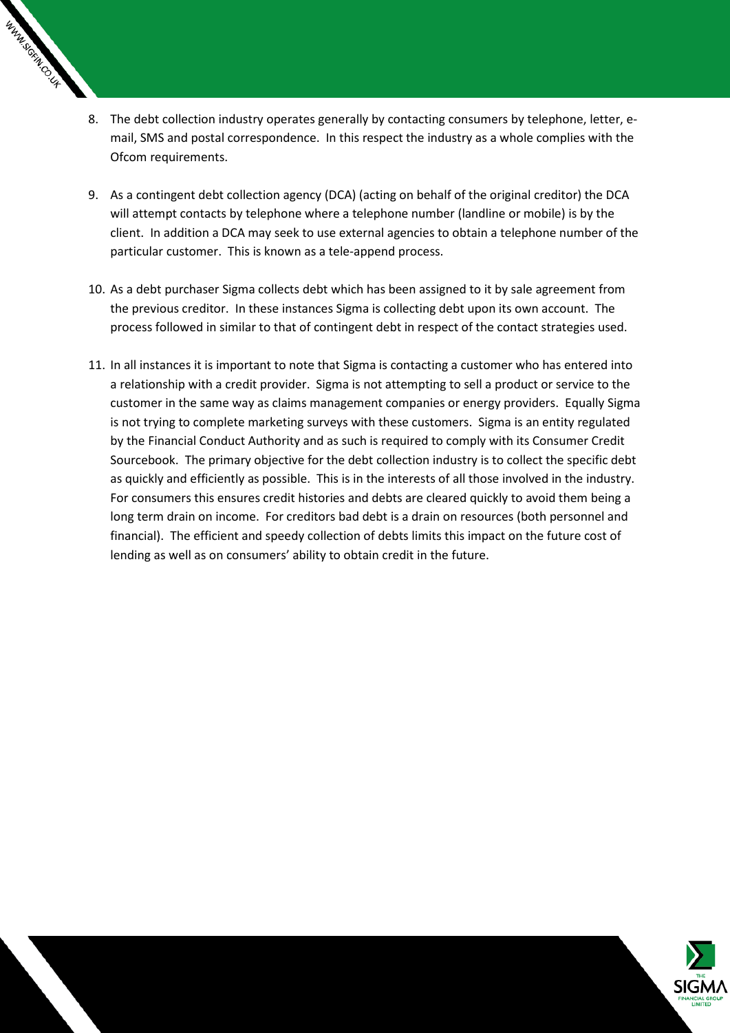8. The debt collection industry operates generally by contacting consumers by telephone, letter, e-mail, SMS and postal correspondence. In this respect the industry as a whole complies with the Ofcom requirements.

9. As a contingent debt collection agency (DCA) (acting on behalf of the original creditor) the DCA will attempt contacts by telephone where a telephone number (landline or mobile) is by the client. In addition a DCA may seek to use external agencies to obtain a telephone number of the particular customer. This is known as a tele-append process.

10. As a debt purchaser Sigma collects debt which has been assigned to it by sale agreement from the previous creditor. In these instances Sigma is collecting debt upon its own account. The process followed in similar to that of contingent debt in respect of the contact strategies used.

11. In all instances it is important to note that Sigma is contacting a customer who has entered into a relationship with a credit provider. Sigma is not attempting to sell a product or service to the customer in the same way as claims management companies or energy providers. Equally Sigma is not trying to complete marketing surveys with these customers. Sigma is an entity regulated by the Financial Conduct Authority and as such is required to comply with its Consumer Credit Sourcebook. The primary objective for the debt collection industry is to collect the specific debt as quickly and efficiently as possible. This is in the interests of all those involved in the industry. For consumers this ensures credit histories and debts are cleared quickly to avoid them being a long term drain on income. For creditors bad debt is a drain on resources (both personnel and financial). The efficient and speedy collection of debts limits this impact on the future cost of lending as well as on consumers' ability to obtain credit in the future.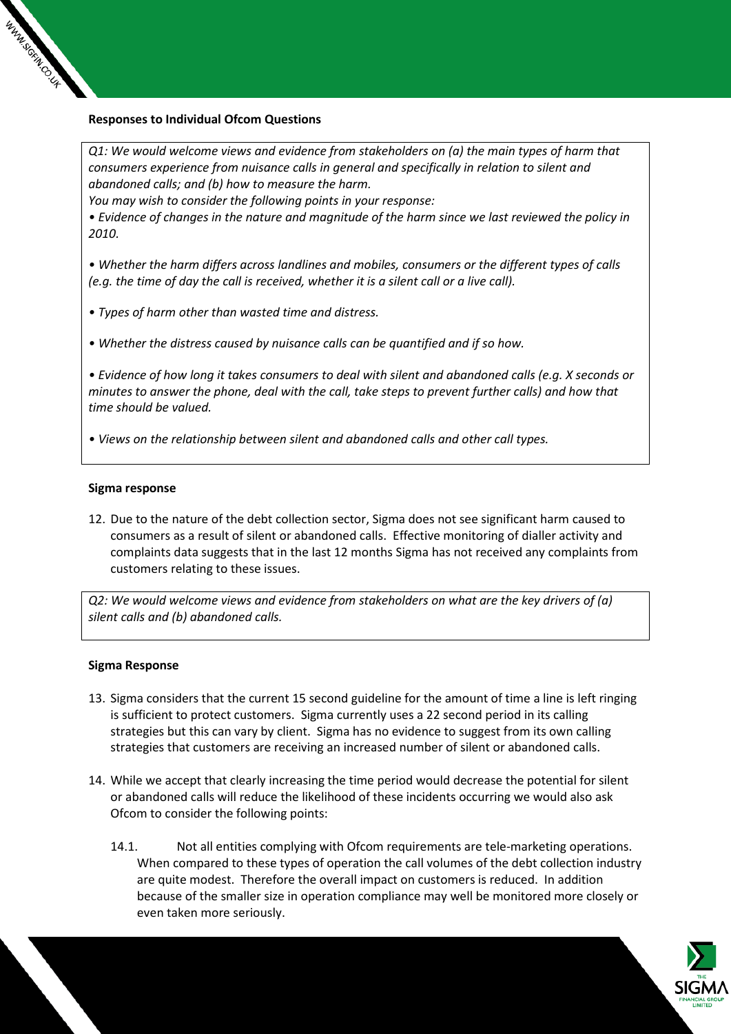**Responses to Individual Ofcom Questions**

*Q1: We would welcome views and evidence from stakeholders on (a) the main types of harm that consumers experience from nuisance calls in general and specifically in relation to silent and abandoned calls; and (b) how to measure the harm.*

*You may wish to consider the following points in your response:*

- *Evidence of changes in the nature and magnitude of the harm since we last reviewed the policy in 2010.*
- *Whether the harm differs across landlines and mobiles, consumers or the different types of calls (e.g. the time of day the call is received, whether it is a silent call or a live call).*
- *Types of harm other than wasted time and distress.*
- *Whether the distress caused by nuisance calls can be quantified and if so how.*
- *Evidence of how long it takes consumers to deal with silent and abandoned calls (e.g. X seconds or minutes to answer the phone, deal with the call, take steps to prevent further calls) and how that time should be valued.*
- *Views on the relationship between silent and abandoned calls and other call types.*

**Sigma response**

12. Due to the nature of the debt collection sector, Sigma does not see significant harm caused to consumers as a result of silent or abandoned calls. Effective monitoring of dialler activity and complaints data suggests that in the last 12 months Sigma has not received any complaints from customers relating to these issues.

*Q2: We would welcome views and evidence from stakeholders on what are the key drivers of (a) silent calls and (b) abandoned calls.*

**Sigma Response**

13. Sigma considers that the current 15 second guideline for the amount of time a line is left ringing is sufficient to protect customers. Sigma currently uses a 22 second period in its calling strategies but this can vary by client. Sigma has no evidence to suggest from its own calling strategies that customers are receiving an increased number of silent or abandoned calls.

14. While we accept that clearly increasing the time period would decrease the potential for silent or abandoned calls will reduce the likelihood of these incidents occurring we would also ask Ofcom to consider the following points:

    14.1. Not all entities complying with Ofcom requirements are tele-marketing operations. When compared to these types of operation the call volumes of the debt collection industry are quite modest. Therefore the overall impact on customers is reduced. In addition because of the smaller size in operation compliance may well be monitored more closely or even taken more seriously.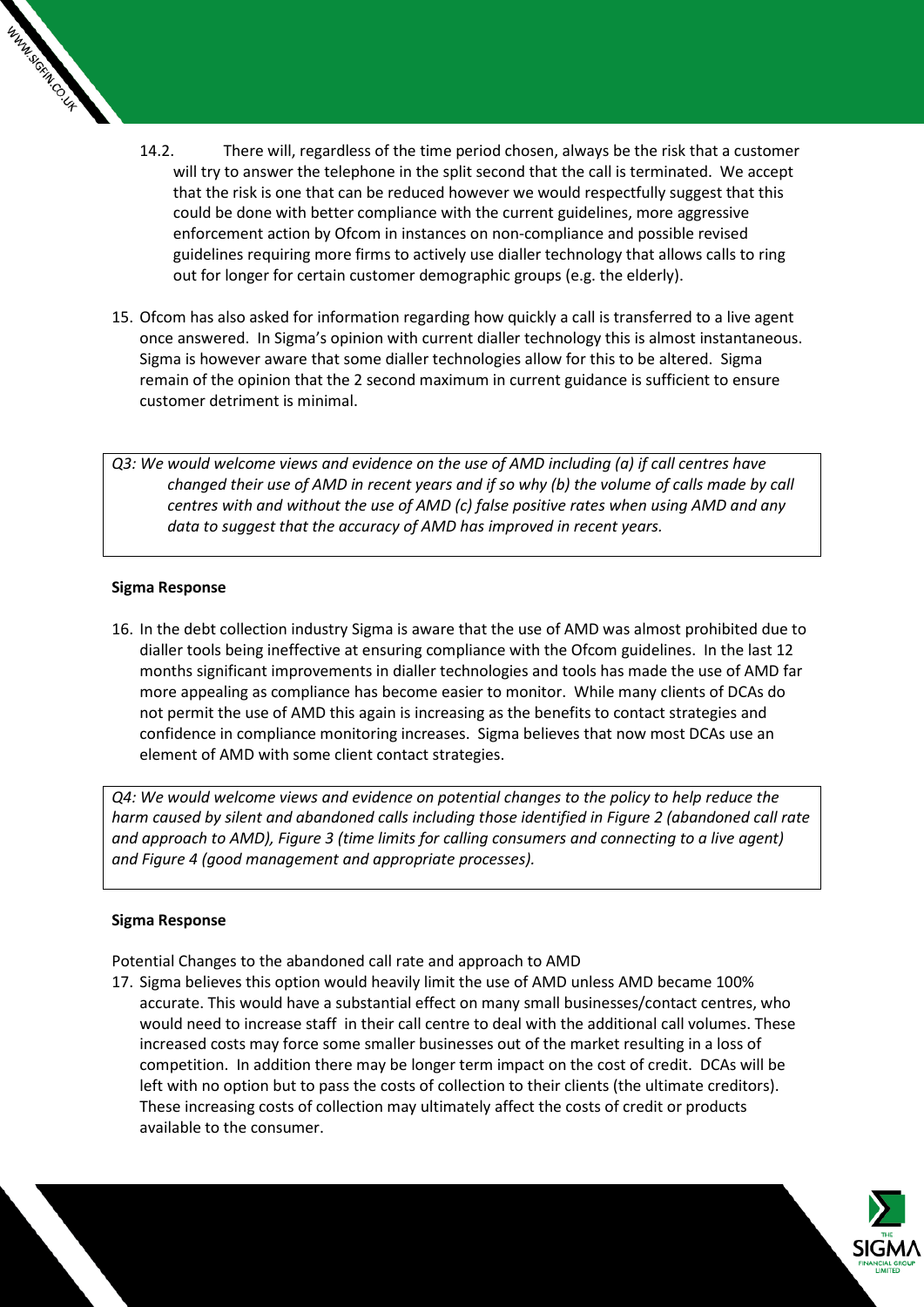14.2. There will, regardless of the time period chosen, always be the risk that a customer will try to answer the telephone in the split second that the call is terminated. We accept that the risk is one that can be reduced however we would respectfully suggest that this could be done with better compliance with the current guidelines, more aggressive enforcement action by Ofcom in instances on non-compliance and possible revised guidelines requiring more firms to actively use dialler technology that allows calls to ring out for longer for certain customer demographic groups (e.g. the elderly).

15. Ofcom has also asked for information regarding how quickly a call is transferred to a live agent once answered. In Sigma's opinion with current dialler technology this is almost instantaneous. Sigma is however aware that some dialler technologies allow for this to be altered. Sigma remain of the opinion that the 2 second maximum in current guidance is sufficient to ensure customer detriment is minimal.

*Q3: We would welcome views and evidence on the use of AMD including (a) if call centres have changed their use of AMD in recent years and if so why (b) the volume of calls made by call centres with and without the use of AMD (c) false positive rates when using AMD and any data to suggest that the accuracy of AMD has improved in recent years.*

**Sigma Response**

16. In the debt collection industry Sigma is aware that the use of AMD was almost prohibited due to dialler tools being ineffective at ensuring compliance with the Ofcom guidelines. In the last 12 months significant improvements in dialler technologies and tools has made the use of AMD far more appealing as compliance has become easier to monitor. While many clients of DCAs do not permit the use of AMD this again is increasing as the benefits to contact strategies and confidence in compliance monitoring increases. Sigma believes that now most DCAs use an element of AMD with some client contact strategies.

*Q4: We would welcome views and evidence on potential changes to the policy to help reduce the harm caused by silent and abandoned calls including those identified in Figure 2 (abandoned call rate and approach to AMD), Figure 3 (time limits for calling consumers and connecting to a live agent) and Figure 4 (good management and appropriate processes).*

**Sigma Response**

Potential Changes to the abandoned call rate and approach to AMD

17. Sigma believes this option would heavily limit the use of AMD unless AMD became 100% accurate. This would have a substantial effect on many small businesses/contact centres, who would need to increase staff in their call centre to deal with the additional call volumes. These increased costs may force some smaller businesses out of the market resulting in a loss of competition. In addition there may be longer term impact on the cost of credit. DCAs will be left with no option but to pass the costs of collection to their clients (the ultimate creditors). These increasing costs of collection may ultimately affect the costs of credit or products available to the consumer.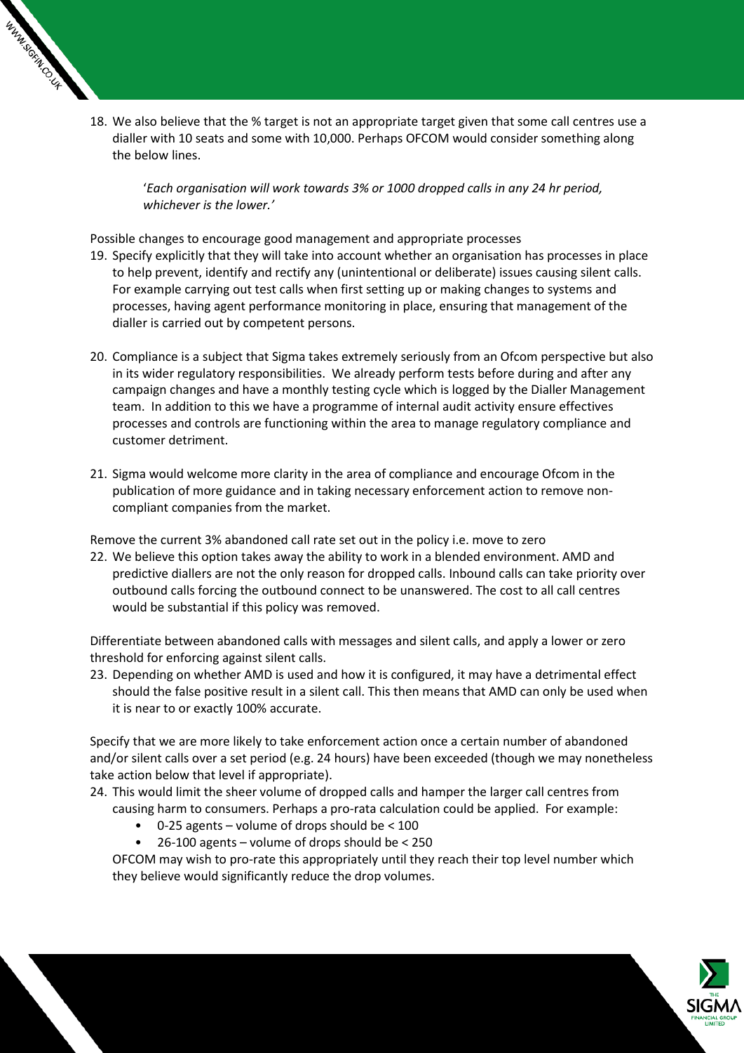18. We also believe that the % target is not an appropriate target given that some call centres use a dialler with 10 seats and some with 10,000. Perhaps OFCOM would consider something along the below lines.

    '*Each organisation will work towards 3% or 1000 dropped calls in any 24 hr period, whichever is the lower.*'

Possible changes to encourage good management and appropriate processes

19. Specify explicitly that they will take into account whether an organisation has processes in place to help prevent, identify and rectify any (unintentional or deliberate) issues causing silent calls. For example carrying out test calls when first setting up or making changes to systems and processes, having agent performance monitoring in place, ensuring that management of the dialler is carried out by competent persons.

20. Compliance is a subject that Sigma takes extremely seriously from an Ofcom perspective but also in its wider regulatory responsibilities. We already perform tests before during and after any campaign changes and have a monthly testing cycle which is logged by the Dialler Management team. In addition to this we have a programme of internal audit activity ensure effectives processes and controls are functioning within the area to manage regulatory compliance and customer detriment.

21. Sigma would welcome more clarity in the area of compliance and encourage Ofcom in the publication of more guidance and in taking necessary enforcement action to remove non-compliant companies from the market.

Remove the current 3% abandoned call rate set out in the policy i.e. move to zero

22. We believe this option takes away the ability to work in a blended environment. AMD and predictive diallers are not the only reason for dropped calls. Inbound calls can take priority over outbound calls forcing the outbound connect to be unanswered. The cost to all call centres would be substantial if this policy was removed.

Differentiate between abandoned calls with messages and silent calls, and apply a lower or zero threshold for enforcing against silent calls.

23. Depending on whether AMD is used and how it is configured, it may have a detrimental effect should the false positive result in a silent call. This then means that AMD can only be used when it is near to or exactly 100% accurate.

Specify that we are more likely to take enforcement action once a certain number of abandoned and/or silent calls over a set period (e.g. 24 hours) have been exceeded (though we may nonetheless take action below that level if appropriate).

24. This would limit the sheer volume of dropped calls and hamper the larger call centres from causing harm to consumers. Perhaps a pro-rata calculation could be applied. For example:
    - 0-25 agents – volume of drops should be < 100
    - 26-100 agents – volume of drops should be < 250

    OFCOM may wish to pro-rate this appropriately until they reach their top level number which they believe would significantly reduce the drop volumes.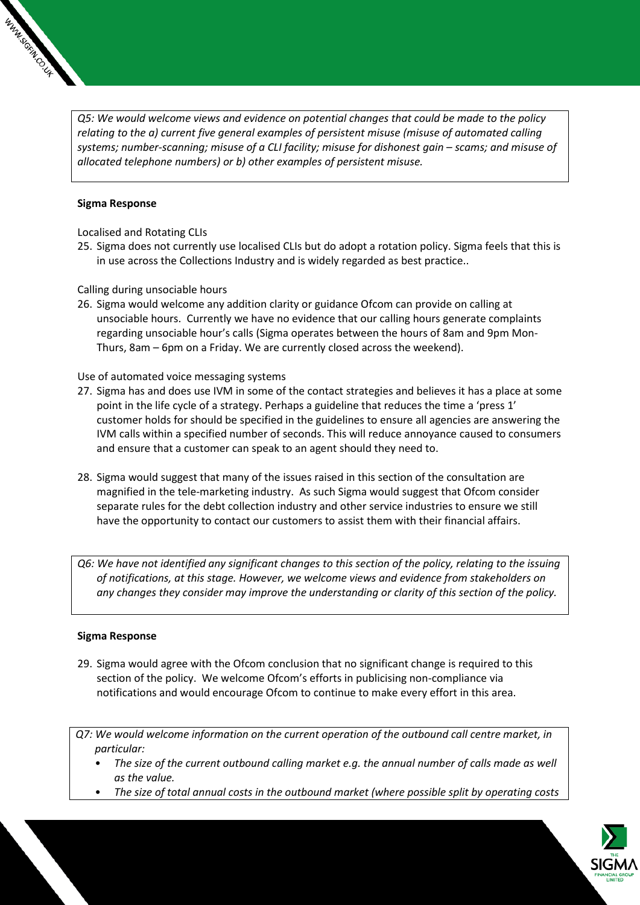*Q5: We would welcome views and evidence on potential changes that could be made to the policy relating to the a) current five general examples of persistent misuse (misuse of automated calling systems; number-scanning; misuse of a CLI facility; misuse for dishonest gain – scams; and misuse of allocated telephone numbers) or b) other examples of persistent misuse.*

**Sigma Response**

Localised and Rotating CLIs

25. Sigma does not currently use localised CLIs but do adopt a rotation policy. Sigma feels that this is in use across the Collections Industry and is widely regarded as best practice..

Calling during unsociable hours

26. Sigma would welcome any addition clarity or guidance Ofcom can provide on calling at unsociable hours. Currently we have no evidence that our calling hours generate complaints regarding unsociable hour's calls (Sigma operates between the hours of 8am and 9pm Mon-Thurs, 8am – 6pm on a Friday. We are currently closed across the weekend).

Use of automated voice messaging systems

27. Sigma has and does use IVM in some of the contact strategies and believes it has a place at some point in the life cycle of a strategy. Perhaps a guideline that reduces the time a 'press 1' customer holds for should be specified in the guidelines to ensure all agencies are answering the IVM calls within a specified number of seconds. This will reduce annoyance caused to consumers and ensure that a customer can speak to an agent should they need to.

28. Sigma would suggest that many of the issues raised in this section of the consultation are magnified in the tele-marketing industry. As such Sigma would suggest that Ofcom consider separate rules for the debt collection industry and other service industries to ensure we still have the opportunity to contact our customers to assist them with their financial affairs.

*Q6: We have not identified any significant changes to this section of the policy, relating to the issuing of notifications, at this stage. However, we welcome views and evidence from stakeholders on any changes they consider may improve the understanding or clarity of this section of the policy.*

**Sigma Response**

29. Sigma would agree with the Ofcom conclusion that no significant change is required to this section of the policy. We welcome Ofcom's efforts in publicising non-compliance via notifications and would encourage Ofcom to continue to make every effort in this area.

*Q7: We would welcome information on the current operation of the outbound call centre market, in particular:*

- *The size of the current outbound calling market e.g. the annual number of calls made as well as the value.*
- *The size of total annual costs in the outbound market (where possible split by operating costs*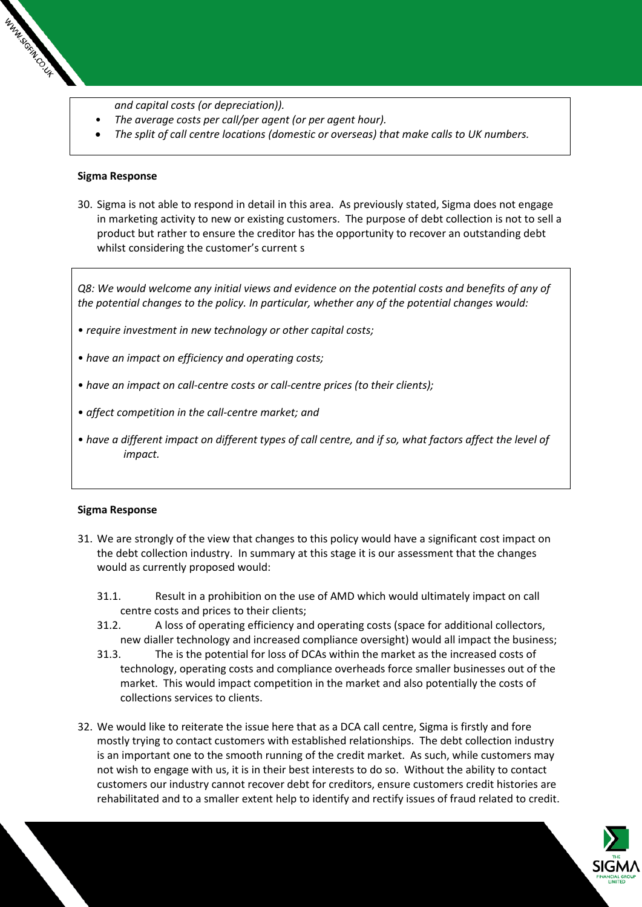*and capital costs (or depreciation)).*

- *The average costs per call/per agent (or per agent hour).*
- *The split of call centre locations (domestic or overseas) that make calls to UK numbers.*

**Sigma Response**

30. Sigma is not able to respond in detail in this area. As previously stated, Sigma does not engage in marketing activity to new or existing customers. The purpose of debt collection is not to sell a product but rather to ensure the creditor has the opportunity to recover an outstanding debt whilst considering the customer's current s

*Q8: We would welcome any initial views and evidence on the potential costs and benefits of any of the potential changes to the policy. In particular, whether any of the potential changes would:*

- *require investment in new technology or other capital costs;*
- *have an impact on efficiency and operating costs;*
- *have an impact on call-centre costs or call-centre prices (to their clients);*
- *affect competition in the call-centre market; and*
- *have a different impact on different types of call centre, and if so, what factors affect the level of impact.*

**Sigma Response**

31. We are strongly of the view that changes to this policy would have a significant cost impact on the debt collection industry. In summary at this stage it is our assessment that the changes would as currently proposed would:

    31.1. Result in a prohibition on the use of AMD which would ultimately impact on call centre costs and prices to their clients;

    31.2. A loss of operating efficiency and operating costs (space for additional collectors, new dialler technology and increased compliance oversight) would all impact the business;

    31.3. The is the potential for loss of DCAs within the market as the increased costs of technology, operating costs and compliance overheads force smaller businesses out of the market. This would impact competition in the market and also potentially the costs of collections services to clients.

32. We would like to reiterate the issue here that as a DCA call centre, Sigma is firstly and fore mostly trying to contact customers with established relationships. The debt collection industry is an important one to the smooth running of the credit market. As such, while customers may not wish to engage with us, it is in their best interests to do so. Without the ability to contact customers our industry cannot recover debt for creditors, ensure customers credit histories are rehabilitated and to a smaller extent help to identify and rectify issues of fraud related to credit.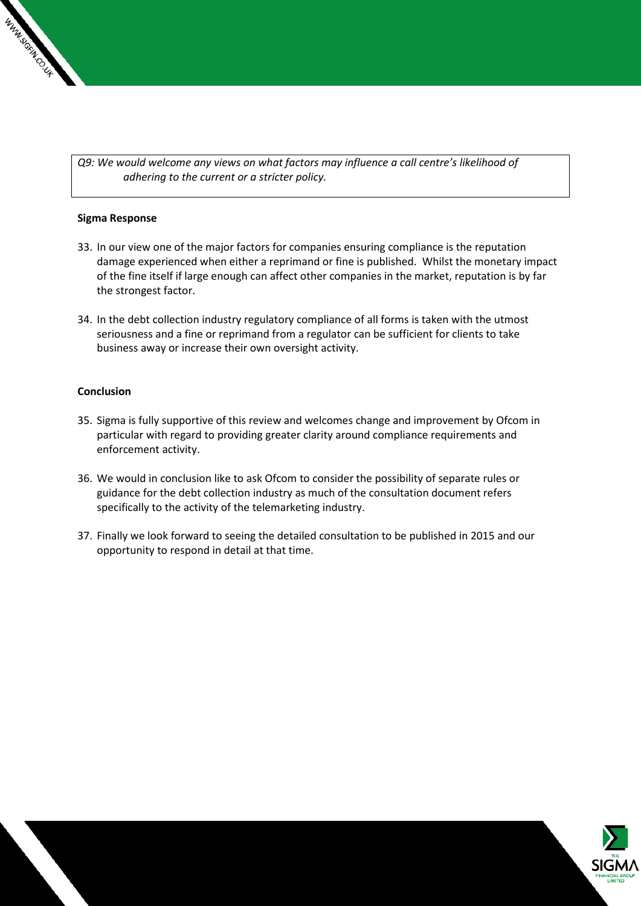*Q9: We would welcome any views on what factors may influence a call centre's likelihood of adhering to the current or a stricter policy.*

**Sigma Response**

33. In our view one of the major factors for companies ensuring compliance is the reputation damage experienced when either a reprimand or fine is published. Whilst the monetary impact of the fine itself if large enough can affect other companies in the market, reputation is by far the strongest factor.

34. In the debt collection industry regulatory compliance of all forms is taken with the utmost seriousness and a fine or reprimand from a regulator can be sufficient for clients to take business away or increase their own oversight activity.

**Conclusion**

35. Sigma is fully supportive of this review and welcomes change and improvement by Ofcom in particular with regard to providing greater clarity around compliance requirements and enforcement activity.

36. We would in conclusion like to ask Ofcom to consider the possibility of separate rules or guidance for the debt collection industry as much of the consultation document refers specifically to the activity of the telemarketing industry.

37. Finally we look forward to seeing the detailed consultation to be published in 2015 and our opportunity to respond in detail at that time.